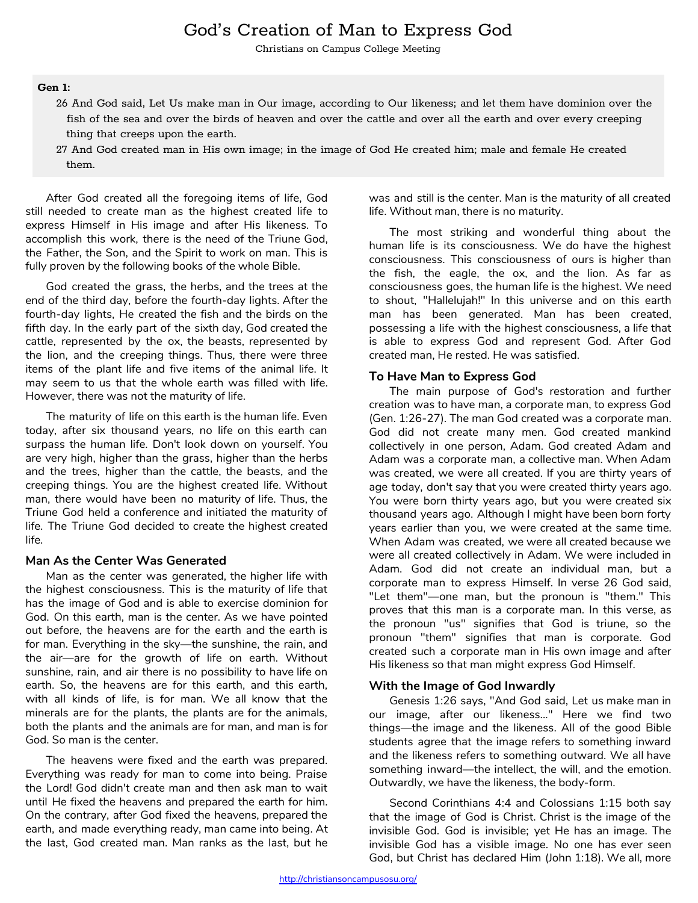# God's Creation of Man to Express God

Christians on Campus College Meeting

**Gen 1:**

26 And God said, Let Us make man in Our image, according to Our likeness; and let them have dominion over the fish of the sea and over the birds of heaven and over the cattle and over all the earth and over every creeping thing that creeps upon the earth.

27 And God created man in His own image; in the image of God He created him; male and female He created them.

After God created all the foregoing items of life, God still needed to create man as the highest created life to express Himself in His image and after His likeness. To accomplish this work, there is the need of the Triune God, the Father, the Son, and the Spirit to work on man. This is fully proven by the following books of the whole Bible.

God created the grass, the herbs, and the trees at the end of the third day, before the fourth-day lights. After the fourth-day lights, He created the fish and the birds on the fifth day. In the early part of the sixth day, God created the cattle, represented by the ox, the beasts, represented by the lion, and the creeping things. Thus, there were three items of the plant life and five items of the animal life. It may seem to us that the whole earth was filled with life. However, there was not the maturity of life.

The maturity of life on this earth is the human life. Even today, after six thousand years, no life on this earth can surpass the human life. Don't look down on yourself. You are very high, higher than the grass, higher than the herbs and the trees, higher than the cattle, the beasts, and the creeping things. You are the highest created life. Without man, there would have been no maturity of life. Thus, the Triune God held a conference and initiated the maturity of life. The Triune God decided to create the highest created life.

### Man As the Center Was Generated

Man as the center was generated, the higher life with the highest consciousness. This is the maturity of life that has the image of God and is able to exercise dominion for God. On this earth, man is the center. As we have pointed out before, the heavens are for the earth and the earth is for man. Everything in the sky—the sunshine, the rain, and the air—are for the growth of life on earth. Without sunshine, rain, and air there is no possibility to have life on earth. So, the heavens are for this earth, and this earth, with all kinds of life, is for man. We all know that the minerals are for the plants, the plants are for the animals, both the plants and the animals are for man, and man is for God. So man is the center.

The heavens were fixed and the earth was prepared. Everything was ready for man to come into being. Praise the Lord! God didn't create man and then ask man to wait until He fixed the heavens and prepared the earth for him. On the contrary, after God fixed the heavens, prepared the earth, and made everything ready, man came into being. At the last, God created man. Man ranks as the last, but he was and still is the center. Man is the maturity of all created life. Without man, there is no maturity.

The most striking and wonderful thing about the human life is its consciousness. We do have the highest consciousness. This consciousness of ours is higher than the fish, the eagle, the ox, and the lion. As far as consciousness goes, the human life is the highest. We need to shout, "Hallelujah!" In this universe and on this earth man has been generated. Man has been created, possessing a life with the highest consciousness, a life that is able to express and represent God. After God created man, He rested. He was satisfied.

### To Have Man to Express God

The main purpose of God's restoration and further creation was to have man, a corporate man, to express God (Gen. 1:26-27). The man God created was a corporate man. God did not create many men. God created mankind collectively in one person, Adam. God created Adam and Adam was a corporate man, a collective man. When Adam was created, we were all created. If you are thirty years of age today, don't say that you were created thirty years ago. You were born thirty years ago, but you were created six thousand years ago. Although I might have been born forty years earlier than you, we were created at the same time. When Adam was created, we were all created because we were all created collectively in Adam. We were included in Adam. God did not create an individual man, but a corporate man to express Himself. In verse 26 God said, "Let them"—one man, but the pronoun is "them." This proves that this man is a corporate man. In this verse, as the pronoun "us" signifies that God is triune, so the pronoun "them" signifies that man is corporate. God created such a corporate man in His own image and after His likeness so that man might express God Himself.

### With the Image of God Inwardly

Genesis 1:26 says, "And God said, Let us make man in our image, after our likeness..." Here we find two things—the image and the likeness. All of the good Bible students agree that the image refers to something inward and the likeness refers to something outward. We all have something inward—the intellect, the will, and the emotion. Outwardly, we have the likeness, the body-form.

Second Corinthians 4:4 and Colossians 1:15 both say that the image of God is Christ. Christ is the image of the invisible God. God is invisible; yet He has an image. The invisible God has a visible image. No one has ever seen God, but Christ has declared Him (John 1:18). We all, more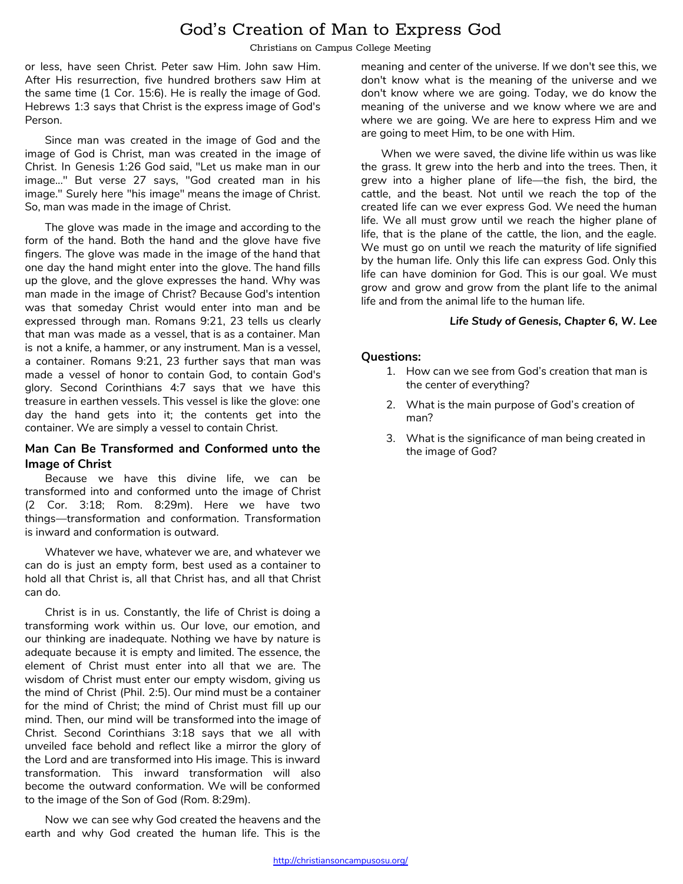or less, have seen Christ. Peter saw Him. John saw Him. After His resurrection, five hundred brothers saw Him at the same time (1 Cor. 15:6). He is really the image of God. Hebrews 1:3 says that Christ is the express image of God's Person.

Since man was created in the image of God and the image of God is Christ, man was created in the image of Christ. In Genesis 1:26 God said, "Let us make man in our image…" But verse 27 says, "God created man in his image." Surely here "his image" means the image of Christ. So, man was made in the image of Christ.

The glove was made in the image and according to the form of the hand. Both the hand and the glove have five fingers. The glove was made in the image of the hand that one day the hand might enter into the glove. The hand fills up the glove, and the glove expresses the hand. Why was man made in the image of Christ? Because God's intention was that someday Christ would enter into man and be expressed through man. Romans 9:21, 23 tells us clearly that man was made as a vessel, that is as a container. Man is not a knife, a hammer, or any instrument. Man is a vessel, a container. Romans 9:21, 23 further says that man was made a vessel of honor to contain God, to contain God's glory. Second Corinthians 4:7 says that we have this treasure in earthen vessels. This vessel is like the glove: one day the hand gets into it; the contents get into the container. We are simply a vessel to contain Christ.

### Man Can Be Transformed and Conformed unto the Image of Christ

Because we have this divine life, we can be transformed into and conformed unto the image of Christ (2 Cor. 3:18; Rom. 8:29m). Here we have two things—transformation and conformation. Transformation is inward and conformation is outward.

Whatever we have, whatever we are, and whatever we can do is just an empty form, best used as a container to hold all that Christ is, all that Christ has, and all that Christ can do.

Christ is in us. Constantly, the life of Christ is doing a transforming work within us. Our love, our emotion, and our thinking are inadequate. Nothing we have by nature is adequate because it is empty and limited. The essence, the element of Christ must enter into all that we are. The wisdom of Christ must enter our empty wisdom, giving us the mind of Christ (Phil. 2:5). Our mind must be a container for the mind of Christ; the mind of Christ must fill up our mind. Then, our mind will be transformed into the image of Christ. Second Corinthians 3:18 says that we all with unveiled face behold and reflect like a mirror the glory of the Lord and are transformed into His image. This is inward transformation. This inward transformation will also become the outward conformation. We will be conformed to the image of the Son of God (Rom. 8:29m).

Now we can see why God created the heavens and the earth and why God created the human life. This is the meaning and center of the universe. If we don't see this, we don't know what is the meaning of the universe and we don't know where we are going. Today, we do know the meaning of the universe and we know where we are and where we are going. We are here to express Him and we are going to meet Him, to be one with Him.

When we were saved, the divine life within us was like the grass. It grew into the herb and into the trees. Then, it grew into a higher plane of life—the fish, the bird, the cattle, and the beast. Not until we reach the top of the created life can we ever express God. We need the human life. We all must grow until we reach the higher plane of life, that is the plane of the cattle, the lion, and the eagle. We must go on until we reach the maturity of life signified by the human life. Only this life can express God. Only this life can have dominion for God. This is our goal. We must grow and grow and grow from the plant life to the animal life and from the animal life to the human life.

***Life Study of Genesis*, Chapter 6, W. Lee**

**Questions:**

1. How can we see from God's creation that man is the center of everything?
2. What is the main purpose of God's creation of man?
3. What is the significance of man being created in the image of God?

http://christiansoncampusosu.org/